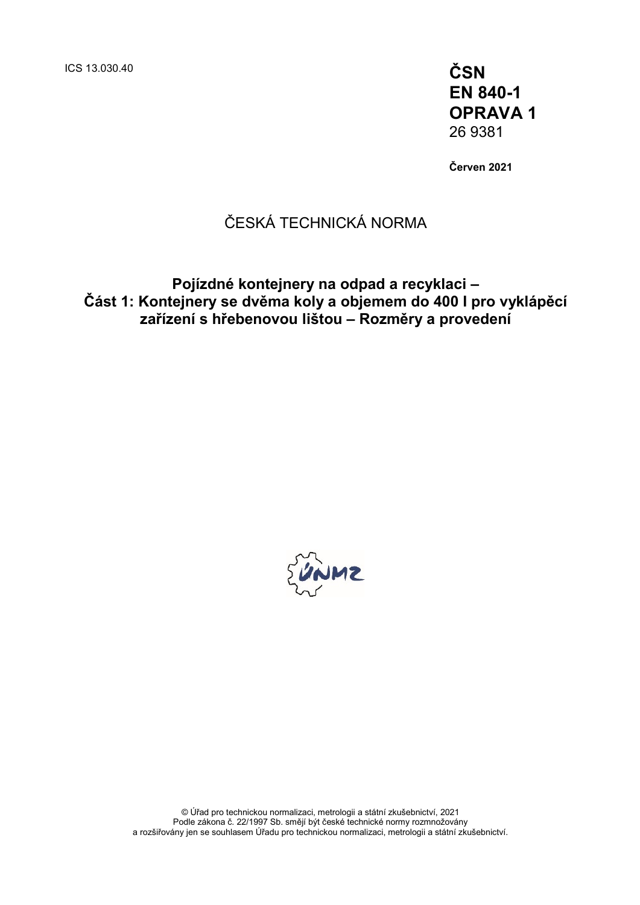ICS 13.030.40

**ČSN**
**EN 840-1**
**OPRAVA 1**
26 9381

**Červen 2021**

ČESKÁ TECHNICKÁ NORMA

**Pojízdné kontejnery na odpad a recyklaci –**
**Část 1: Kontejnery se dvěma koly a objemem do 400 l pro vyklápěcí zařízení s hřebenovou lištou – Rozměry a provedení**

© Úřad pro technickou normalizaci, metrologii a státní zkušebnictví, 2021
Podle zákona č. 22/1997 Sb. smějí být české technické normy rozmnožovány a rozšiřovány jen se souhlasem Úřadu pro technickou normalizaci, metrologii a státní zkušebnictví.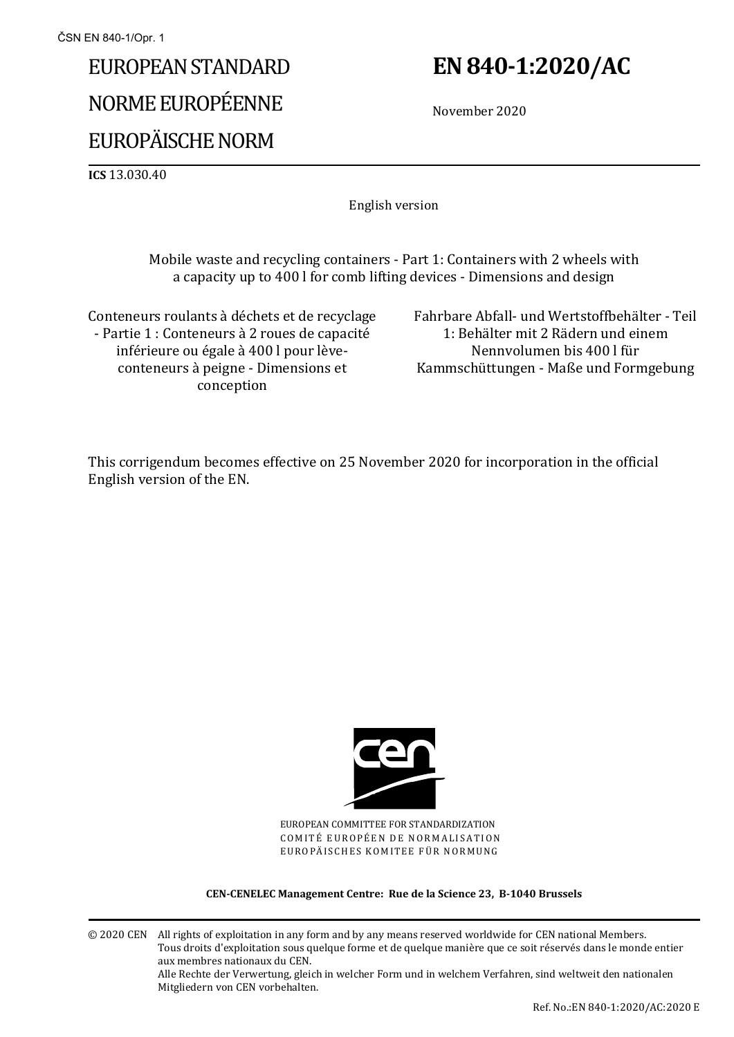ČSN EN 840-1/Opr. 1

# EUROPEAN STANDARD

# NORME EUROPÉENNE

# EUROPÄISCHE NORM

# EN 840-1:2020/AC

November 2020

**ICS** 13.030.40

English version

Mobile waste and recycling containers - Part 1: Containers with 2 wheels with a capacity up to 400 l for comb lifting devices - Dimensions and design

Conteneurs roulants à déchets et de recyclage - Partie 1 : Conteneurs à 2 roues de capacité inférieure ou égale à 400 l pour lève-conteneurs à peigne - Dimensions et conception

Fahrbare Abfall- und Wertstoffbehälter - Teil 1: Behälter mit 2 Rädern und einem Nennvolumen bis 400 l für Kammschüttungen - Maße und Formgebung

This corrigendum becomes effective on 25 November 2020 for incorporation in the official English version of the EN.

EUROPEAN COMMITTEE FOR STANDARDIZATION
COMITÉ EUROPÉEN DE NORMALISATION
EUROPÄISCHES KOMITEE FÜR NORMUNG

**CEN-CENELEC Management Centre: Rue de la Science 23, B-1040 Brussels**

© 2020 CEN All rights of exploitation in any form and by any means reserved worldwide for CEN national Members.
Tous droits d'exploitation sous quelque forme et de quelque manière que ce soit réservés dans le monde entier aux membres nationaux du CEN.
Alle Rechte der Verwertung, gleich in welcher Form und in welchem Verfahren, sind weltweit den nationalen Mitgliedern von CEN vorbehalten.

Ref. No.:EN 840-1:2020/AC:2020 E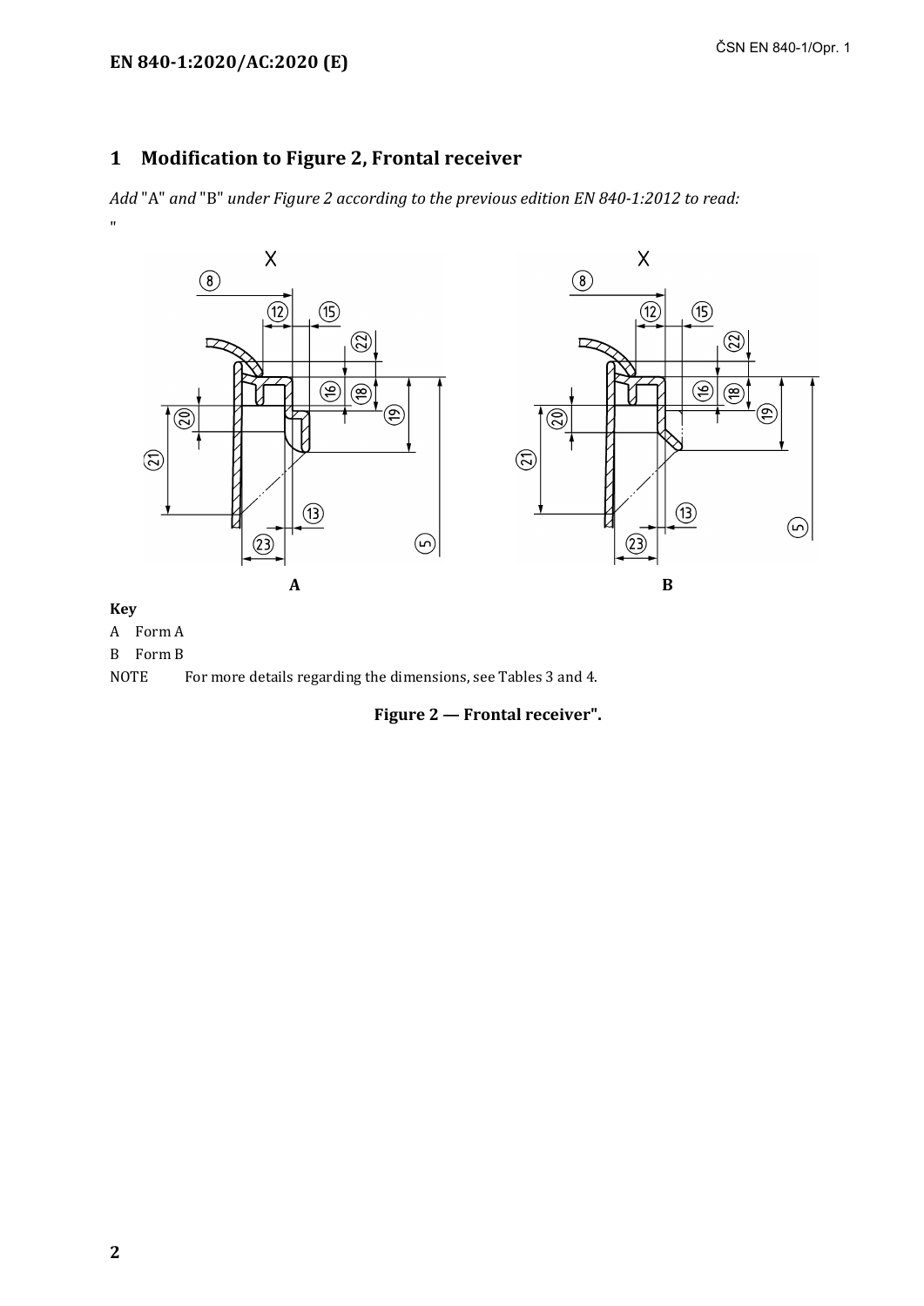## 1 Modification to Figure 2, Frontal receiver

*Add* "A" *and* "B" *under Figure 2 according to the previous edition EN 840-1:2012 to read:*

"

**A** **B**

**Key**

A Form A

B Form B

NOTE For more details regarding the dimensions, see Tables 3 and 4.

**Figure 2 — Frontal receiver".**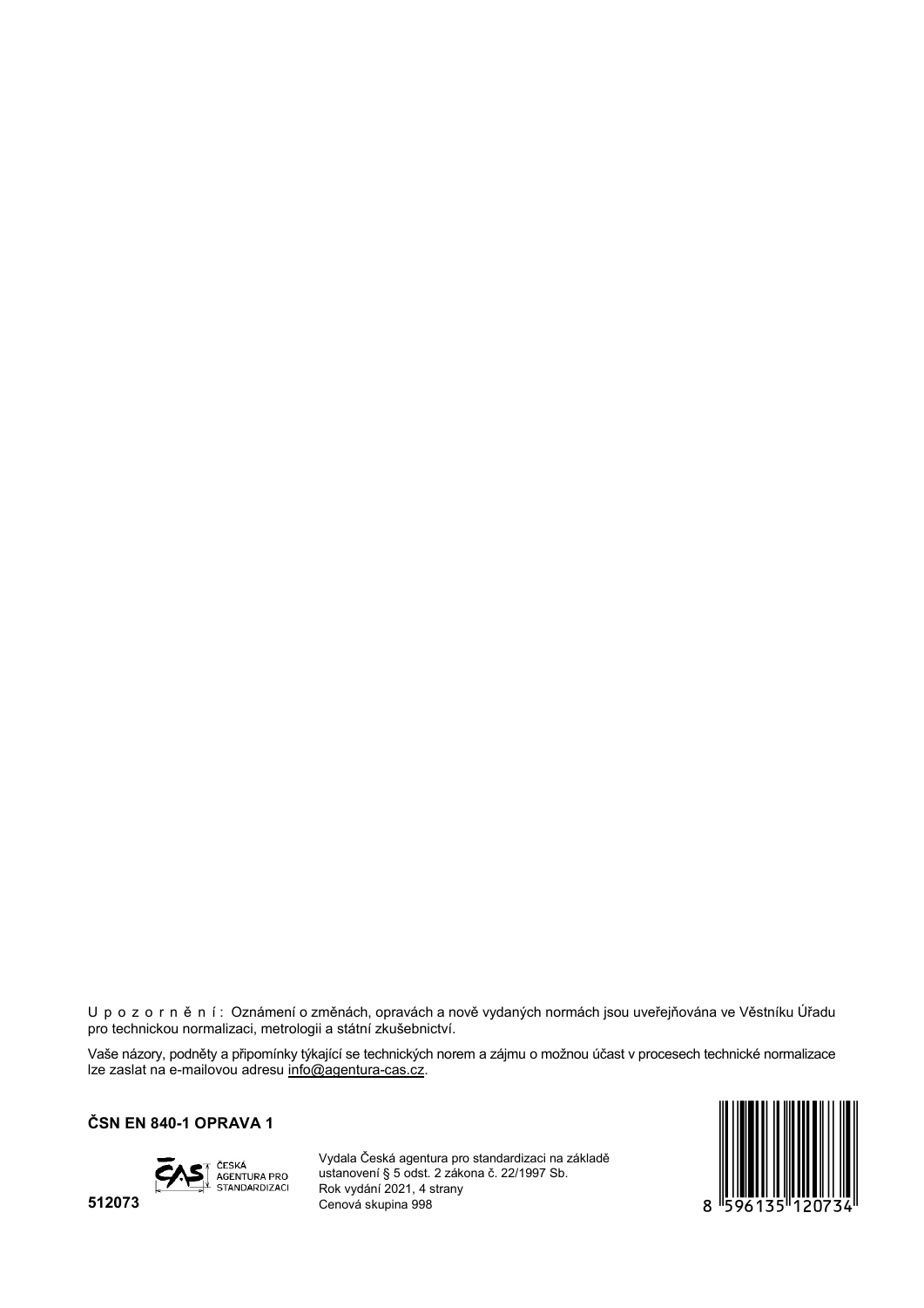U p o z o r n ě n í : Oznámení o změnách, opravách a nově vydaných normách jsou uveřejňována ve Věstníku Úřadu pro technickou normalizaci, metrologii a státní zkušebnictví.

Vaše názory, podněty a připomínky týkající se technických norem a zájmu o možnou účast v procesech technické normalizace lze zaslat na e-mailovou adresu info@agentura-cas.cz.

**ČSN EN 840-1 OPRAVA 1**

ČESKÁ AGENTURA PRO STANDARDIZACI

Vydala Česká agentura pro standardizaci na základě ustanovení § 5 odst. 2 zákona č. 22/1997 Sb.
Rok vydání 2021, 4 strany
Cenová skupina 998

**512073**

8 596135 120734